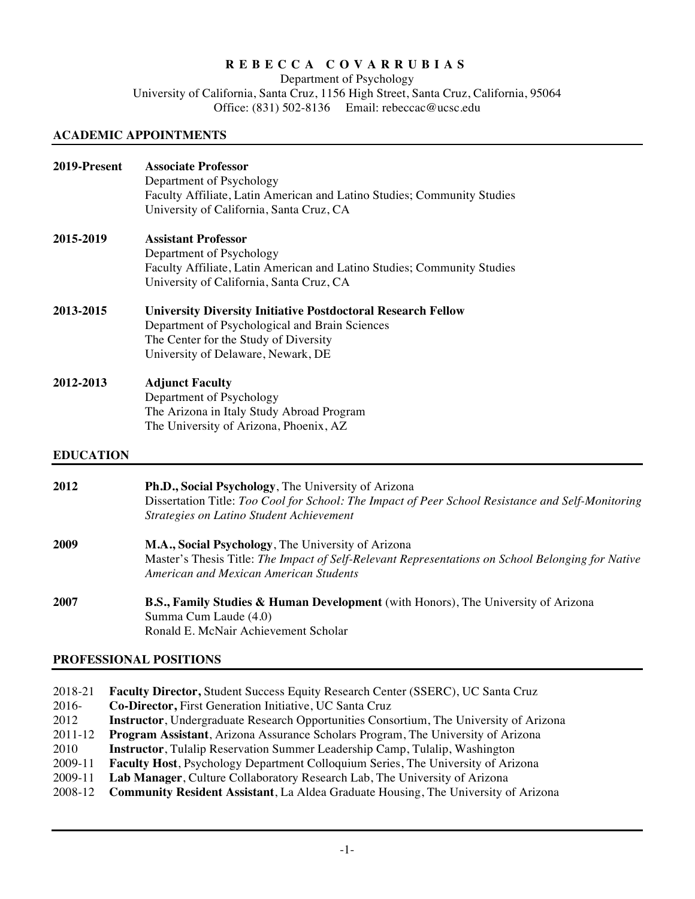# R E B E C C A   C O V A R R U B I A S

Department of Psychology
University of California, Santa Cruz, 1156 High Street, Santa Cruz, California, 95064
Office: (831) 502-8136    Email: rebeccac@ucsc.edu

## ACADEMIC APPOINTMENTS

**2019-Present** **Associate Professor**
Department of Psychology
Faculty Affiliate, Latin American and Latino Studies; Community Studies
University of California, Santa Cruz, CA

**2015-2019** **Assistant Professor**
Department of Psychology
Faculty Affiliate, Latin American and Latino Studies; Community Studies
University of California, Santa Cruz, CA

**2013-2015** **University Diversity Initiative Postdoctoral Research Fellow**
Department of Psychological and Brain Sciences
The Center for the Study of Diversity
University of Delaware, Newark, DE

**2012-2013** **Adjunct Faculty**
Department of Psychology
The Arizona in Italy Study Abroad Program
The University of Arizona, Phoenix, AZ

## EDUCATION

**2012** **Ph.D., Social Psychology**, The University of Arizona
Dissertation Title: *Too Cool for School: The Impact of Peer School Resistance and Self-Monitoring Strategies on Latino Student Achievement*

**2009** **M.A., Social Psychology**, The University of Arizona
Master's Thesis Title: *The Impact of Self-Relevant Representations on School Belonging for Native American and Mexican American Students*

**2007** **B.S., Family Studies & Human Development** (with Honors), The University of Arizona
Summa Cum Laude (4.0)
Ronald E. McNair Achievement Scholar

## PROFESSIONAL POSITIONS

- 2018-21 **Faculty Director,** Student Success Equity Research Center (SSERC), UC Santa Cruz
- 2016- **Co-Director,** First Generation Initiative, UC Santa Cruz
- 2012 **Instructor**, Undergraduate Research Opportunities Consortium, The University of Arizona
- 2011-12 **Program Assistant**, Arizona Assurance Scholars Program, The University of Arizona
- 2010 **Instructor**, Tulalip Reservation Summer Leadership Camp, Tulalip, Washington
- 2009-11 **Faculty Host**, Psychology Department Colloquium Series, The University of Arizona
- 2009-11 **Lab Manager**, Culture Collaboratory Research Lab, The University of Arizona
- 2008-12 **Community Resident Assistant**, La Aldea Graduate Housing, The University of Arizona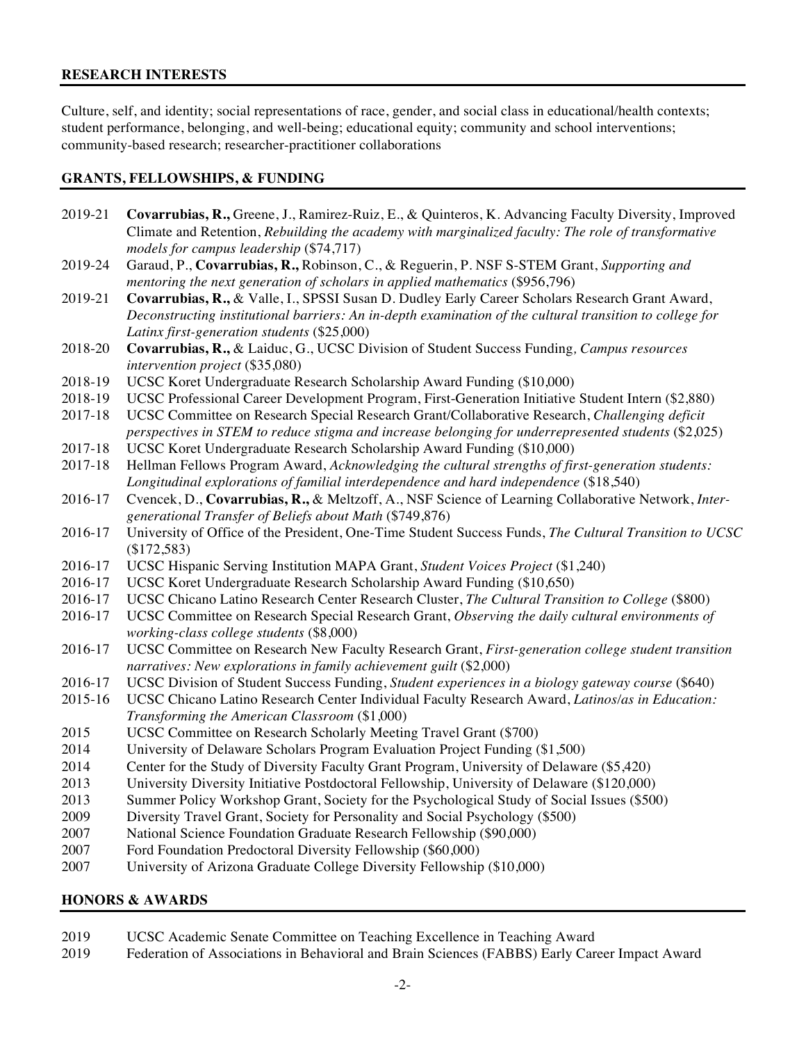## RESEARCH INTERESTS

Culture, self, and identity; social representations of race, gender, and social class in educational/health contexts; student performance, belonging, and well-being; educational equity; community and school interventions; community-based research; researcher-practitioner collaborations

## GRANTS, FELLOWSHIPS, & FUNDING

2019-21 **Covarrubias, R.,** Greene, J., Ramirez-Ruiz, E., & Quinteros, K. Advancing Faculty Diversity, Improved Climate and Retention, *Rebuilding the academy with marginalized faculty: The role of transformative models for campus leadership* ($74,717)

2019-24 Garaud, P., **Covarrubias, R.,** Robinson, C., & Reguerin, P. NSF S-STEM Grant, *Supporting and mentoring the next generation of scholars in applied mathematics* ($956,796)

2019-21 **Covarrubias, R.,** & Valle, I., SPSSI Susan D. Dudley Early Career Scholars Research Grant Award, *Deconstructing institutional barriers: An in-depth examination of the cultural transition to college for Latinx first-generation students* ($25,000)

2018-20 **Covarrubias, R.,** & Laiduc, G., UCSC Division of Student Success Funding*, Campus resources intervention project* ($35,080)

2018-19 UCSC Koret Undergraduate Research Scholarship Award Funding ($10,000)

2018-19 UCSC Professional Career Development Program, First-Generation Initiative Student Intern ($2,880)

2017-18 UCSC Committee on Research Special Research Grant/Collaborative Research, *Challenging deficit perspectives in STEM to reduce stigma and increase belonging for underrepresented students* ($2,025)

2017-18 UCSC Koret Undergraduate Research Scholarship Award Funding ($10,000)

2017-18 Hellman Fellows Program Award, *Acknowledging the cultural strengths of first-generation students: Longitudinal explorations of familial interdependence and hard independence* ($18,540)

2016-17 Cvencek, D., **Covarrubias, R.,** & Meltzoff, A., NSF Science of Learning Collaborative Network, *Intergenerational Transfer of Beliefs about Math* ($749,876)

2016-17 University of Office of the President, One-Time Student Success Funds, *The Cultural Transition to UCSC* ($172,583)

2016-17 UCSC Hispanic Serving Institution MAPA Grant, *Student Voices Project* ($1,240)

2016-17 UCSC Koret Undergraduate Research Scholarship Award Funding ($10,650)

2016-17 UCSC Chicano Latino Research Center Research Cluster, *The Cultural Transition to College* ($800)

2016-17 UCSC Committee on Research Special Research Grant, *Observing the daily cultural environments of working-class college students* ($8,000)

2016-17 UCSC Committee on Research New Faculty Research Grant, *First-generation college student transition narratives: New explorations in family achievement guilt* ($2,000)

2016-17 UCSC Division of Student Success Funding, *Student experiences in a biology gateway course* ($640)

2015-16 UCSC Chicano Latino Research Center Individual Faculty Research Award, *Latinos/as in Education: Transforming the American Classroom* ($1,000)

2015 UCSC Committee on Research Scholarly Meeting Travel Grant ($700)

2014 University of Delaware Scholars Program Evaluation Project Funding ($1,500)

2014 Center for the Study of Diversity Faculty Grant Program, University of Delaware ($5,420)

2013 University Diversity Initiative Postdoctoral Fellowship, University of Delaware ($120,000)

2013 Summer Policy Workshop Grant, Society for the Psychological Study of Social Issues ($500)

2009 Diversity Travel Grant, Society for Personality and Social Psychology ($500)

2007 National Science Foundation Graduate Research Fellowship ($90,000)

2007 Ford Foundation Predoctoral Diversity Fellowship ($60,000)

2007 University of Arizona Graduate College Diversity Fellowship ($10,000)

## HONORS & AWARDS

2019 UCSC Academic Senate Committee on Teaching Excellence in Teaching Award

2019 Federation of Associations in Behavioral and Brain Sciences (FABBS) Early Career Impact Award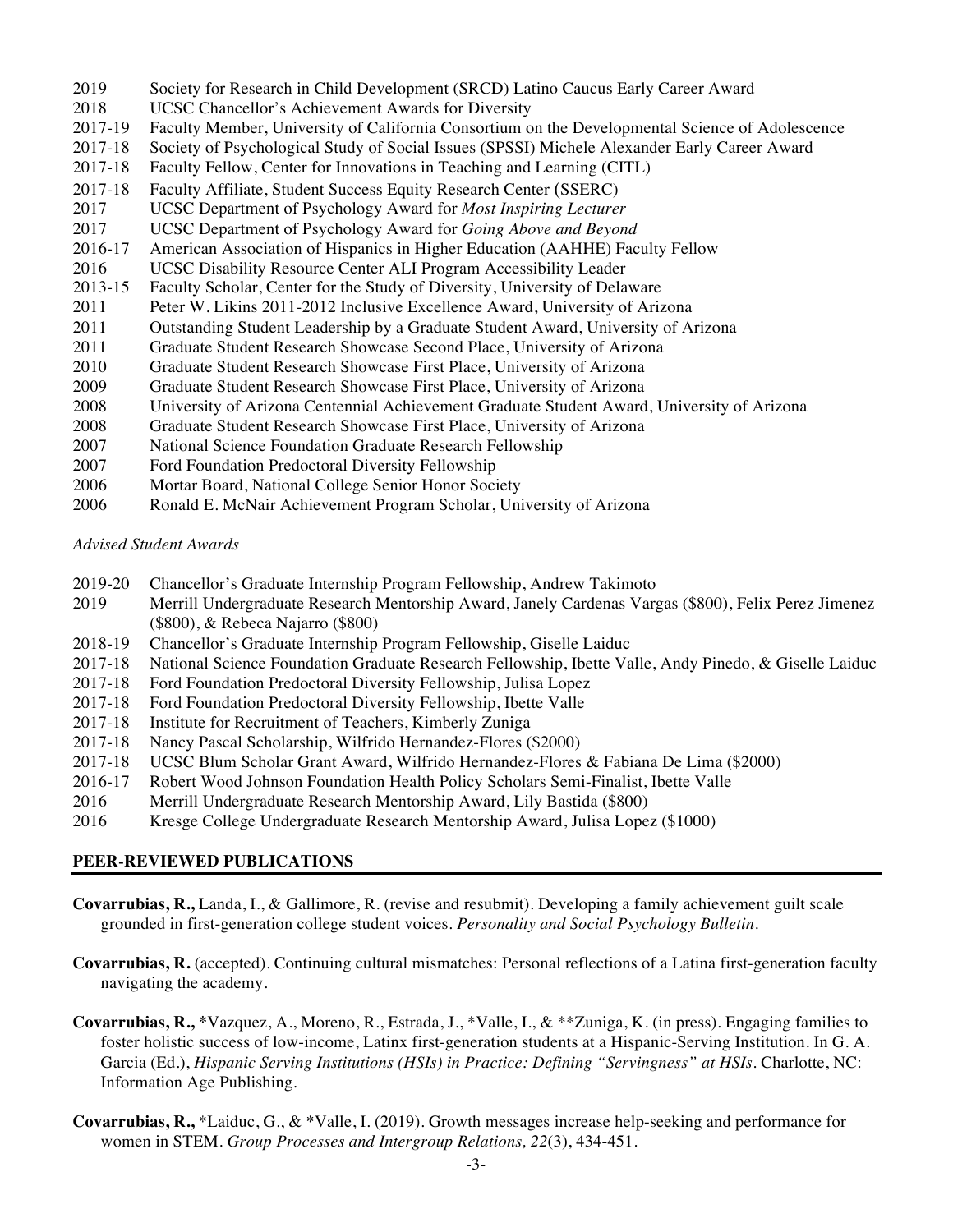2019 Society for Research in Child Development (SRCD) Latino Caucus Early Career Award
2018 UCSC Chancellor's Achievement Awards for Diversity
2017-19 Faculty Member, University of California Consortium on the Developmental Science of Adolescence
2017-18 Society of Psychological Study of Social Issues (SPSSI) Michele Alexander Early Career Award
2017-18 Faculty Fellow, Center for Innovations in Teaching and Learning (CITL)
2017-18 Faculty Affiliate, Student Success Equity Research Center (SSERC)
2017 UCSC Department of Psychology Award for *Most Inspiring Lecturer*
2017 UCSC Department of Psychology Award for *Going Above and Beyond*
2016-17 American Association of Hispanics in Higher Education (AAHHE) Faculty Fellow
2016 UCSC Disability Resource Center ALI Program Accessibility Leader
2013-15 Faculty Scholar, Center for the Study of Diversity, University of Delaware
2011 Peter W. Likins 2011-2012 Inclusive Excellence Award, University of Arizona
2011 Outstanding Student Leadership by a Graduate Student Award, University of Arizona
2011 Graduate Student Research Showcase Second Place, University of Arizona
2010 Graduate Student Research Showcase First Place, University of Arizona
2009 Graduate Student Research Showcase First Place, University of Arizona
2008 University of Arizona Centennial Achievement Graduate Student Award, University of Arizona
2008 Graduate Student Research Showcase First Place, University of Arizona
2007 National Science Foundation Graduate Research Fellowship
2007 Ford Foundation Predoctoral Diversity Fellowship
2006 Mortar Board, National College Senior Honor Society
2006 Ronald E. McNair Achievement Program Scholar, University of Arizona

*Advised Student Awards*

2019-20 Chancellor's Graduate Internship Program Fellowship, Andrew Takimoto
2019 Merrill Undergraduate Research Mentorship Award, Janely Cardenas Vargas ($800), Felix Perez Jimenez ($800), & Rebeca Najarro ($800)
2018-19 Chancellor's Graduate Internship Program Fellowship, Giselle Laiduc
2017-18 National Science Foundation Graduate Research Fellowship, Ibette Valle, Andy Pinedo, & Giselle Laiduc
2017-18 Ford Foundation Predoctoral Diversity Fellowship, Julisa Lopez
2017-18 Ford Foundation Predoctoral Diversity Fellowship, Ibette Valle
2017-18 Institute for Recruitment of Teachers, Kimberly Zuniga
2017-18 Nancy Pascal Scholarship, Wilfrido Hernandez-Flores ($2000)
2017-18 UCSC Blum Scholar Grant Award, Wilfrido Hernandez-Flores & Fabiana De Lima ($2000)
2016-17 Robert Wood Johnson Foundation Health Policy Scholars Semi-Finalist, Ibette Valle
2016 Merrill Undergraduate Research Mentorship Award, Lily Bastida ($800)
2016 Kresge College Undergraduate Research Mentorship Award, Julisa Lopez ($1000)

## PEER-REVIEWED PUBLICATIONS

**Covarrubias, R.,** Landa, I., & Gallimore, R. (revise and resubmit). Developing a family achievement guilt scale grounded in first-generation college student voices. *Personality and Social Psychology Bulletin.*

**Covarrubias, R.** (accepted). Continuing cultural mismatches: Personal reflections of a Latina first-generation faculty navigating the academy.

**Covarrubias, R.,** *Vazquez, A., Moreno, R., Estrada, J., *Valle, I., & **Zuniga, K. (in press). Engaging families to foster holistic success of low-income, Latinx first-generation students at a Hispanic-Serving Institution. In G. A. Garcia (Ed.), *Hispanic Serving Institutions (HSIs) in Practice: Defining "Servingness" at HSIs*. Charlotte, NC: Information Age Publishing.

**Covarrubias, R.,** *Laiduc, G., & *Valle, I. (2019). Growth messages increase help-seeking and performance for women in STEM. *Group Processes and Intergroup Relations, 22*(3), 434-451.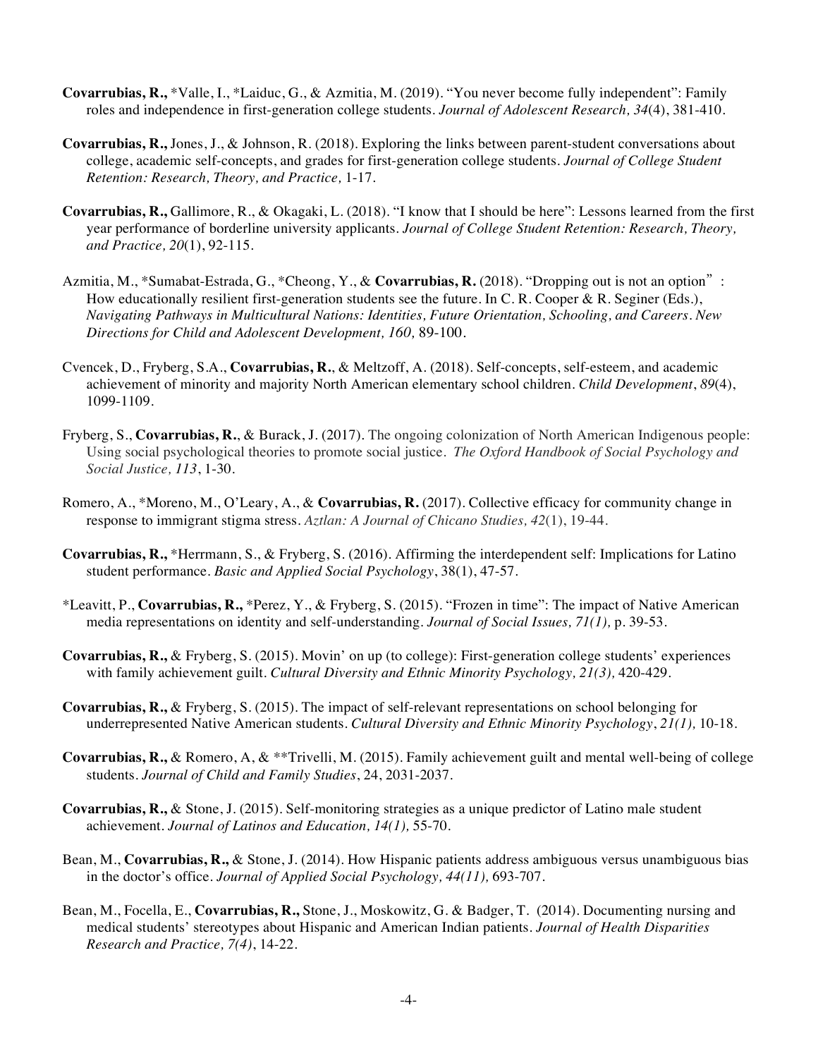**Covarrubias, R.,** *Valle, I., *Laiduc, G., & Azmitia, M. (2019). "You never become fully independent": Family roles and independence in first-generation college students. *Journal of Adolescent Research, 34*(4), 381-410.

**Covarrubias, R.,** Jones, J., & Johnson, R. (2018). Exploring the links between parent-student conversations about college, academic self-concepts, and grades for first-generation college students. *Journal of College Student Retention: Research, Theory, and Practice,* 1-17.

**Covarrubias, R.,** Gallimore, R., & Okagaki, L. (2018). "I know that I should be here": Lessons learned from the first year performance of borderline university applicants. *Journal of College Student Retention: Research, Theory, and Practice, 20*(1), 92-115.

Azmitia, M., *Sumabat-Estrada, G., *Cheong, Y., & **Covarrubias, R.** (2018). "Dropping out is not an option": How educationally resilient first-generation students see the future. In C. R. Cooper & R. Seginer (Eds.), *Navigating Pathways in Multicultural Nations: Identities, Future Orientation, Schooling, and Careers. New Directions for Child and Adolescent Development, 160,* 89-100.

Cvencek, D., Fryberg, S.A., **Covarrubias, R.**, & Meltzoff, A. (2018). Self-concepts, self-esteem, and academic achievement of minority and majority North American elementary school children. *Child Development*, *89*(4), 1099-1109.

Fryberg, S., **Covarrubias, R.**, & Burack, J. (2017). The ongoing colonization of North American Indigenous people: Using social psychological theories to promote social justice. *The Oxford Handbook of Social Psychology and Social Justice, 113*, 1-30.

Romero, A., *Moreno, M., O'Leary, A., & **Covarrubias, R.** (2017). Collective efficacy for community change in response to immigrant stigma stress. *Aztlan: A Journal of Chicano Studies, 42*(1), 19-44.

**Covarrubias, R.,** *Herrmann, S., & Fryberg, S. (2016). Affirming the interdependent self: Implications for Latino student performance. *Basic and Applied Social Psychology*, 38(1), 47-57.

*Leavitt, P., **Covarrubias, R.,** *Perez, Y., & Fryberg, S. (2015). "Frozen in time": The impact of Native American media representations on identity and self-understanding. *Journal of Social Issues, 71(1),* p. 39-53.

**Covarrubias, R.,** & Fryberg, S. (2015). Movin' on up (to college): First-generation college students' experiences with family achievement guilt. *Cultural Diversity and Ethnic Minority Psychology, 21(3),* 420-429.

**Covarrubias, R.,** & Fryberg, S. (2015). The impact of self-relevant representations on school belonging for underrepresented Native American students. *Cultural Diversity and Ethnic Minority Psychology*, *21(1),* 10-18.

**Covarrubias, R.,** & Romero, A, & **Trivelli, M. (2015). Family achievement guilt and mental well-being of college students. *Journal of Child and Family Studies*, 24, 2031-2037.

**Covarrubias, R.,** & Stone, J. (2015). Self-monitoring strategies as a unique predictor of Latino male student achievement. *Journal of Latinos and Education, 14(1),* 55-70.

Bean, M., **Covarrubias, R.,** & Stone, J. (2014). How Hispanic patients address ambiguous versus unambiguous bias in the doctor's office. *Journal of Applied Social Psychology, 44(11),* 693-707.

Bean, M., Focella, E., **Covarrubias, R.,** Stone, J., Moskowitz, G. & Badger, T. (2014). Documenting nursing and medical students' stereotypes about Hispanic and American Indian patients. *Journal of Health Disparities Research and Practice, 7(4)*, 14-22.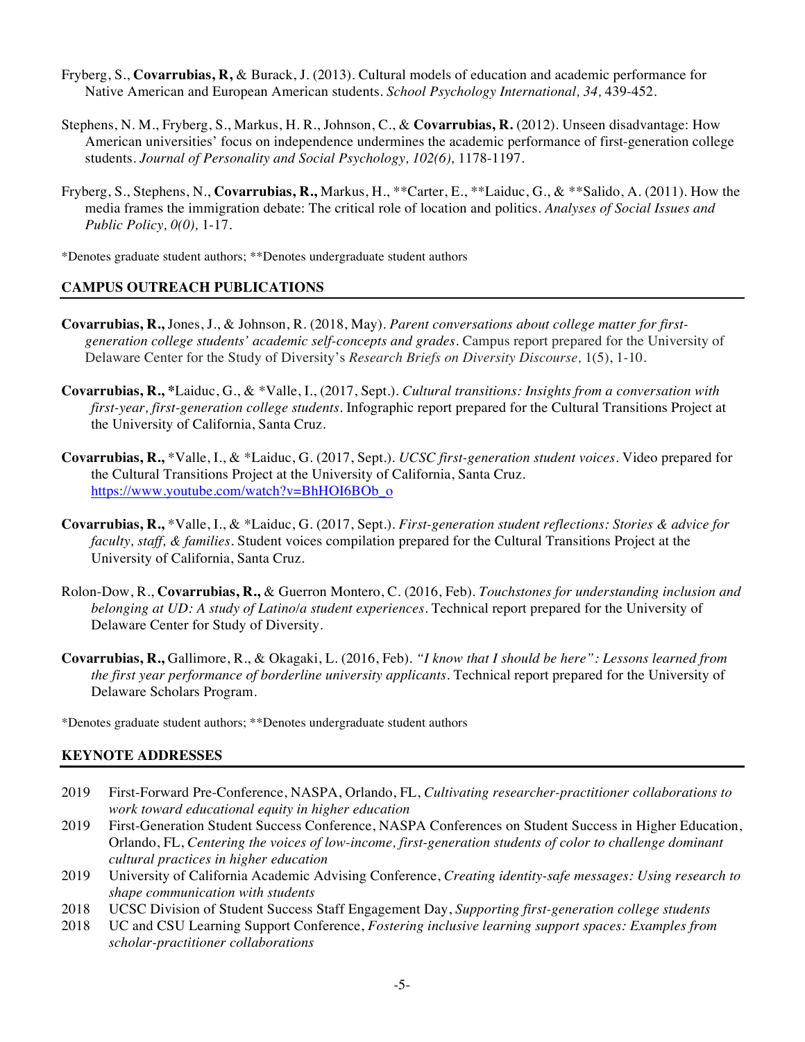Fryberg, S., **Covarrubias, R,** & Burack, J. (2013). Cultural models of education and academic performance for Native American and European American students. *School Psychology International, 34,* 439-452.

Stephens, N. M., Fryberg, S., Markus, H. R., Johnson, C., & **Covarrubias, R.** (2012). Unseen disadvantage: How American universities' focus on independence undermines the academic performance of first-generation college students. *Journal of Personality and Social Psychology, 102(6),* 1178-1197.

Fryberg, S., Stephens, N., **Covarrubias, R.,** Markus, H., **Carter, E., **Laiduc, G., & **Salido, A. (2011). How the media frames the immigration debate: The critical role of location and politics. *Analyses of Social Issues and Public Policy, 0(0),* 1-17.

*Denotes graduate student authors; **Denotes undergraduate student authors

## CAMPUS OUTREACH PUBLICATIONS

**Covarrubias, R.,** Jones, J., & Johnson, R. (2018, May). *Parent conversations about college matter for first-generation college students' academic self-concepts and grades*. Campus report prepared for the University of Delaware Center for the Study of Diversity's *Research Briefs on Diversity Discourse,* 1(5), 1-10.

**Covarrubias, R., \***Laiduc, G., & *Valle, I., (2017, Sept.). *Cultural transitions: Insights from a conversation with first-year, first-generation college students*. Infographic report prepared for the Cultural Transitions Project at the University of California, Santa Cruz.

**Covarrubias, R.,** *Valle, I., & *Laiduc, G. (2017, Sept.). *UCSC first-generation student voices*. Video prepared for the Cultural Transitions Project at the University of California, Santa Cruz. https://www.youtube.com/watch?v=BhHOI6BOb_o

**Covarrubias, R.,** *Valle, I., & *Laiduc, G. (2017, Sept.). *First-generation student reflections: Stories & advice for faculty, staff, & families*. Student voices compilation prepared for the Cultural Transitions Project at the University of California, Santa Cruz.

Rolon-Dow, R., **Covarrubias, R.,** & Guerron Montero, C. (2016, Feb). *Touchstones for understanding inclusion and belonging at UD: A study of Latino/a student experiences*. Technical report prepared for the University of Delaware Center for Study of Diversity.

**Covarrubias, R.,** Gallimore, R., & Okagaki, L. (2016, Feb). *"I know that I should be here": Lessons learned from the first year performance of borderline university applicants*. Technical report prepared for the University of Delaware Scholars Program.

*Denotes graduate student authors; **Denotes undergraduate student authors

## KEYNOTE ADDRESSES

- 2019 First-Forward Pre-Conference, NASPA, Orlando, FL, *Cultivating researcher-practitioner collaborations to work toward educational equity in higher education*
- 2019 First-Generation Student Success Conference, NASPA Conferences on Student Success in Higher Education, Orlando, FL, *Centering the voices of low-income, first-generation students of color to challenge dominant cultural practices in higher education*
- 2019 University of California Academic Advising Conference, *Creating identity-safe messages: Using research to shape communication with students*
- 2018 UCSC Division of Student Success Staff Engagement Day, *Supporting first-generation college students*
- 2018 UC and CSU Learning Support Conference, *Fostering inclusive learning support spaces: Examples from scholar-practitioner collaborations*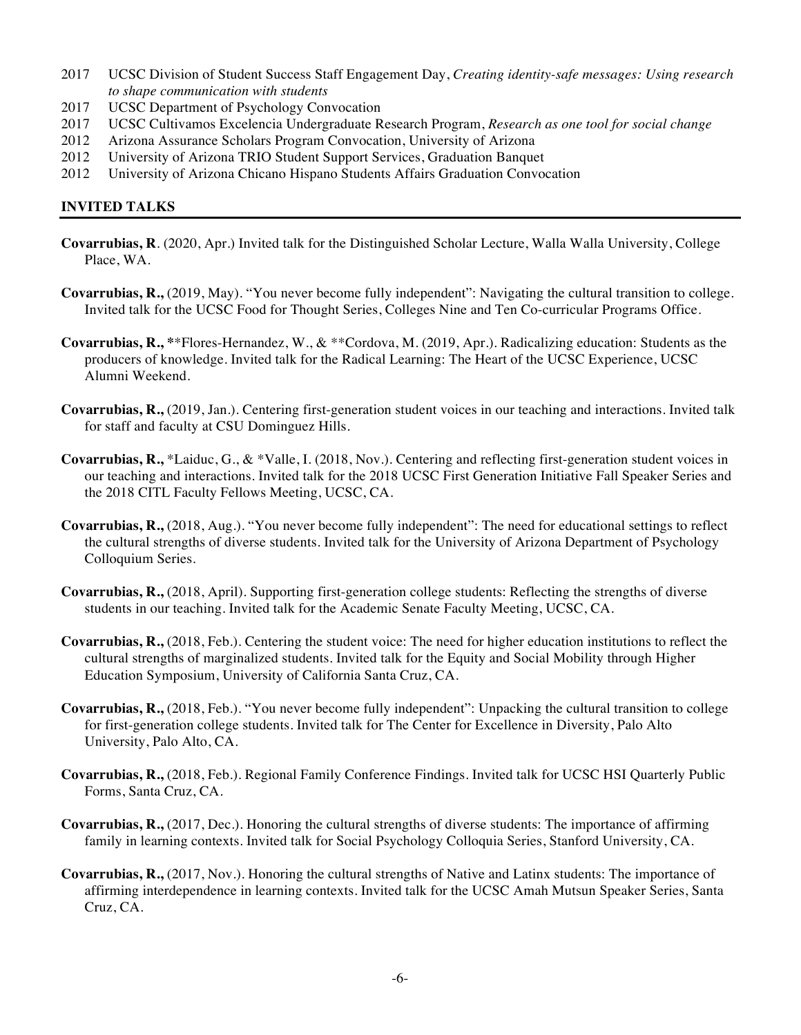2017 UCSC Division of Student Success Staff Engagement Day, *Creating identity-safe messages: Using research to shape communication with students*
2017 UCSC Department of Psychology Convocation
2017 UCSC Cultivamos Excelencia Undergraduate Research Program, *Research as one tool for social change*
2012 Arizona Assurance Scholars Program Convocation, University of Arizona
2012 University of Arizona TRIO Student Support Services, Graduation Banquet
2012 University of Arizona Chicano Hispano Students Affairs Graduation Convocation

## INVITED TALKS

**Covarrubias, R**. (2020, Apr.) Invited talk for the Distinguished Scholar Lecture, Walla Walla University, College Place, WA.

**Covarrubias, R.,** (2019, May). "You never become fully independent": Navigating the cultural transition to college. Invited talk for the UCSC Food for Thought Series, Colleges Nine and Ten Co-curricular Programs Office.

**Covarrubias, R.,** **Flores-Hernandez, W., & **Cordova, M. (2019, Apr.). Radicalizing education: Students as the producers of knowledge. Invited talk for the Radical Learning: The Heart of the UCSC Experience, UCSC Alumni Weekend.

**Covarrubias, R.,** (2019, Jan.). Centering first-generation student voices in our teaching and interactions. Invited talk for staff and faculty at CSU Dominguez Hills.

**Covarrubias, R.,** *Laiduc, G., & *Valle, I. (2018, Nov.). Centering and reflecting first-generation student voices in our teaching and interactions. Invited talk for the 2018 UCSC First Generation Initiative Fall Speaker Series and the 2018 CITL Faculty Fellows Meeting, UCSC, CA.

**Covarrubias, R.,** (2018, Aug.). "You never become fully independent": The need for educational settings to reflect the cultural strengths of diverse students. Invited talk for the University of Arizona Department of Psychology Colloquium Series.

**Covarrubias, R.,** (2018, April). Supporting first-generation college students: Reflecting the strengths of diverse students in our teaching. Invited talk for the Academic Senate Faculty Meeting, UCSC, CA.

**Covarrubias, R.,** (2018, Feb.). Centering the student voice: The need for higher education institutions to reflect the cultural strengths of marginalized students. Invited talk for the Equity and Social Mobility through Higher Education Symposium, University of California Santa Cruz, CA.

**Covarrubias, R.,** (2018, Feb.). "You never become fully independent": Unpacking the cultural transition to college for first-generation college students. Invited talk for The Center for Excellence in Diversity, Palo Alto University, Palo Alto, CA.

**Covarrubias, R.,** (2018, Feb.). Regional Family Conference Findings. Invited talk for UCSC HSI Quarterly Public Forms, Santa Cruz, CA.

**Covarrubias, R.,** (2017, Dec.). Honoring the cultural strengths of diverse students: The importance of affirming family in learning contexts. Invited talk for Social Psychology Colloquia Series, Stanford University, CA.

**Covarrubias, R.,** (2017, Nov.). Honoring the cultural strengths of Native and Latinx students: The importance of affirming interdependence in learning contexts. Invited talk for the UCSC Amah Mutsun Speaker Series, Santa Cruz, CA.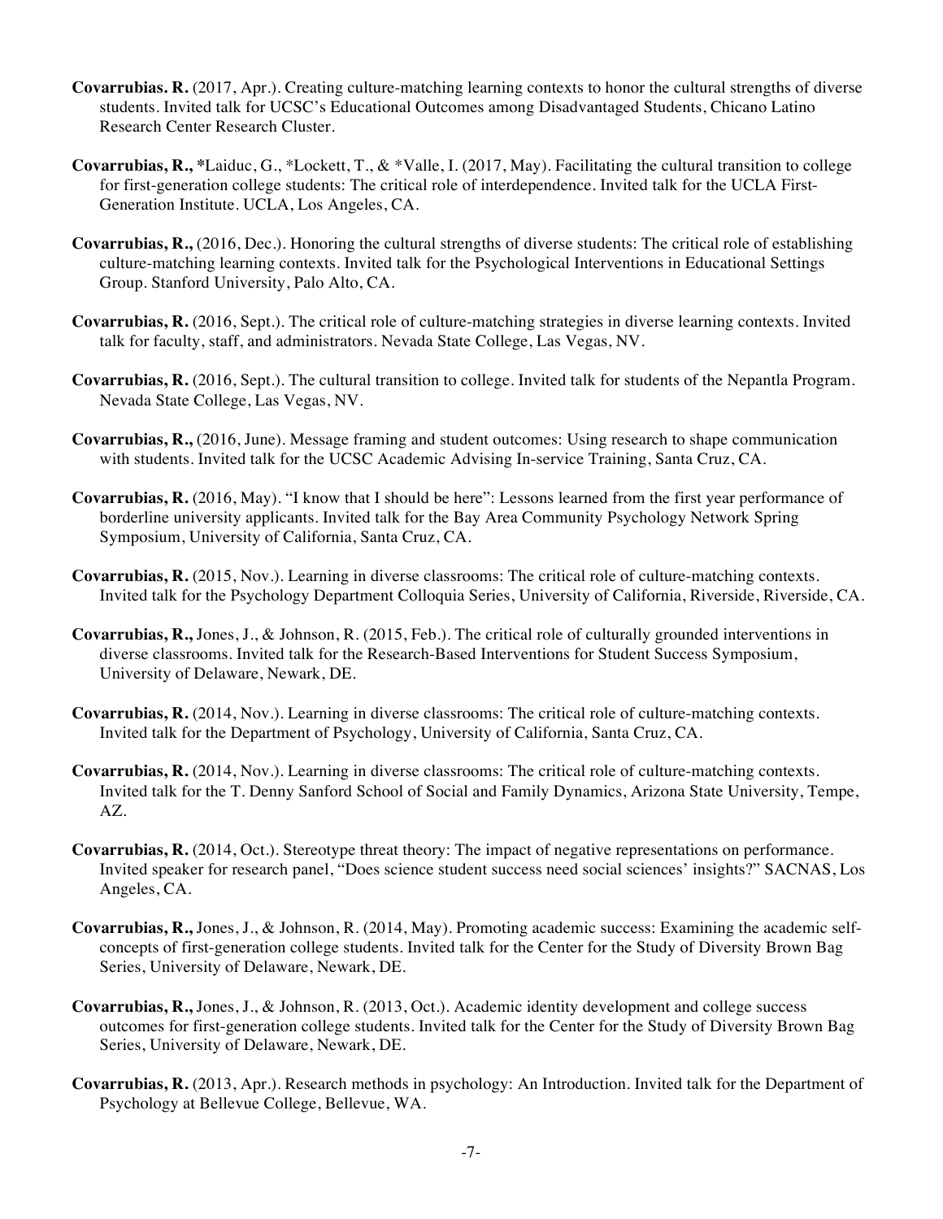**Covarrubias. R.** (2017, Apr.). Creating culture-matching learning contexts to honor the cultural strengths of diverse students. Invited talk for UCSC's Educational Outcomes among Disadvantaged Students, Chicano Latino Research Center Research Cluster.

**Covarrubias, R., \***Laiduc, G., *Lockett, T., & *Valle, I. (2017, May). Facilitating the cultural transition to college for first-generation college students: The critical role of interdependence. Invited talk for the UCLA First-Generation Institute. UCLA, Los Angeles, CA.

**Covarrubias, R.,** (2016, Dec.). Honoring the cultural strengths of diverse students: The critical role of establishing culture-matching learning contexts. Invited talk for the Psychological Interventions in Educational Settings Group. Stanford University, Palo Alto, CA.

**Covarrubias, R.** (2016, Sept.). The critical role of culture-matching strategies in diverse learning contexts. Invited talk for faculty, staff, and administrators. Nevada State College, Las Vegas, NV.

**Covarrubias, R.** (2016, Sept.). The cultural transition to college. Invited talk for students of the Nepantla Program. Nevada State College, Las Vegas, NV.

**Covarrubias, R.,** (2016, June). Message framing and student outcomes: Using research to shape communication with students. Invited talk for the UCSC Academic Advising In-service Training, Santa Cruz, CA.

**Covarrubias, R.** (2016, May). "I know that I should be here": Lessons learned from the first year performance of borderline university applicants. Invited talk for the Bay Area Community Psychology Network Spring Symposium, University of California, Santa Cruz, CA.

**Covarrubias, R.** (2015, Nov.). Learning in diverse classrooms: The critical role of culture-matching contexts. Invited talk for the Psychology Department Colloquia Series, University of California, Riverside, Riverside, CA.

**Covarrubias, R.,** Jones, J., & Johnson, R. (2015, Feb.). The critical role of culturally grounded interventions in diverse classrooms. Invited talk for the Research-Based Interventions for Student Success Symposium, University of Delaware, Newark, DE.

**Covarrubias, R.** (2014, Nov.). Learning in diverse classrooms: The critical role of culture-matching contexts. Invited talk for the Department of Psychology, University of California, Santa Cruz, CA.

**Covarrubias, R.** (2014, Nov.). Learning in diverse classrooms: The critical role of culture-matching contexts. Invited talk for the T. Denny Sanford School of Social and Family Dynamics, Arizona State University, Tempe, AZ.

**Covarrubias, R.** (2014, Oct.). Stereotype threat theory: The impact of negative representations on performance. Invited speaker for research panel, "Does science student success need social sciences' insights?" SACNAS, Los Angeles, CA.

**Covarrubias, R.,** Jones, J., & Johnson, R. (2014, May). Promoting academic success: Examining the academic self-concepts of first-generation college students. Invited talk for the Center for the Study of Diversity Brown Bag Series, University of Delaware, Newark, DE.

**Covarrubias, R.,** Jones, J., & Johnson, R. (2013, Oct.). Academic identity development and college success outcomes for first-generation college students. Invited talk for the Center for the Study of Diversity Brown Bag Series, University of Delaware, Newark, DE.

**Covarrubias, R.** (2013, Apr.). Research methods in psychology: An Introduction. Invited talk for the Department of Psychology at Bellevue College, Bellevue, WA.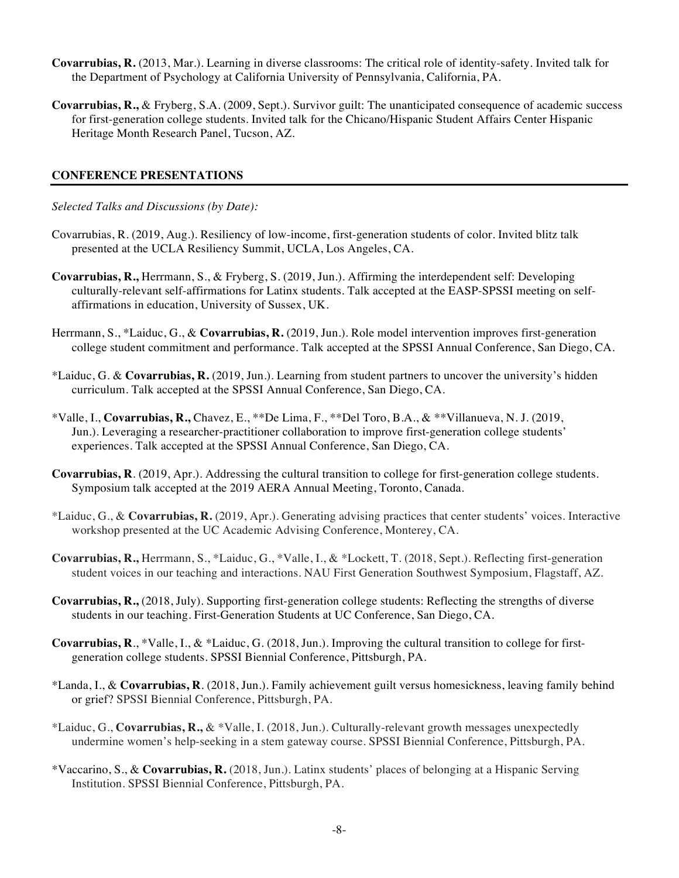**Covarrubias, R.** (2013, Mar.). Learning in diverse classrooms: The critical role of identity-safety. Invited talk for the Department of Psychology at California University of Pennsylvania, California, PA.

**Covarrubias, R.,** & Fryberg, S.A. (2009, Sept.). Survivor guilt: The unanticipated consequence of academic success for first-generation college students. Invited talk for the Chicano/Hispanic Student Affairs Center Hispanic Heritage Month Research Panel, Tucson, AZ.

## CONFERENCE PRESENTATIONS

*Selected Talks and Discussions (by Date):*

Covarrubias, R. (2019, Aug.). Resiliency of low-income, first-generation students of color. Invited blitz talk presented at the UCLA Resiliency Summit, UCLA, Los Angeles, CA.

**Covarrubias, R.,** Herrmann, S., & Fryberg, S. (2019, Jun.). Affirming the interdependent self: Developing culturally-relevant self-affirmations for Latinx students. Talk accepted at the EASP-SPSSI meeting on self-affirmations in education, University of Sussex, UK.

Herrmann, S., *Laiduc, G., & **Covarrubias, R.** (2019, Jun.). Role model intervention improves first-generation college student commitment and performance. Talk accepted at the SPSSI Annual Conference, San Diego, CA.

*Laiduc, G. & **Covarrubias, R.** (2019, Jun.). Learning from student partners to uncover the university's hidden curriculum. Talk accepted at the SPSSI Annual Conference, San Diego, CA.

*Valle, I., **Covarrubias, R.,** Chavez, E., **De Lima, F., **Del Toro, B.A., & **Villanueva, N. J. (2019, Jun.). Leveraging a researcher-practitioner collaboration to improve first-generation college students' experiences. Talk accepted at the SPSSI Annual Conference, San Diego, CA.

**Covarrubias, R**. (2019, Apr.). Addressing the cultural transition to college for first-generation college students. Symposium talk accepted at the 2019 AERA Annual Meeting, Toronto, Canada.

*Laiduc, G., & **Covarrubias, R.** (2019, Apr.). Generating advising practices that center students' voices. Interactive workshop presented at the UC Academic Advising Conference, Monterey, CA.

**Covarrubias, R.,** Herrmann, S., *Laiduc, G., *Valle, I., & *Lockett, T. (2018, Sept.). Reflecting first-generation student voices in our teaching and interactions. NAU First Generation Southwest Symposium, Flagstaff, AZ.

**Covarrubias, R.,** (2018, July). Supporting first-generation college students: Reflecting the strengths of diverse students in our teaching. First-Generation Students at UC Conference, San Diego, CA.

**Covarrubias, R**., *Valle, I., & *Laiduc, G. (2018, Jun.). Improving the cultural transition to college for first-generation college students. SPSSI Biennial Conference, Pittsburgh, PA.

*Landa, I., & **Covarrubias, R**. (2018, Jun.). Family achievement guilt versus homesickness, leaving family behind or grief? SPSSI Biennial Conference, Pittsburgh, PA.

*Laiduc, G., **Covarrubias, R.,** & *Valle, I. (2018, Jun.). Culturally-relevant growth messages unexpectedly undermine women's help-seeking in a stem gateway course. SPSSI Biennial Conference, Pittsburgh, PA.

*Vaccarino, S., & **Covarrubias, R.** (2018, Jun.). Latinx students' places of belonging at a Hispanic Serving Institution. SPSSI Biennial Conference, Pittsburgh, PA.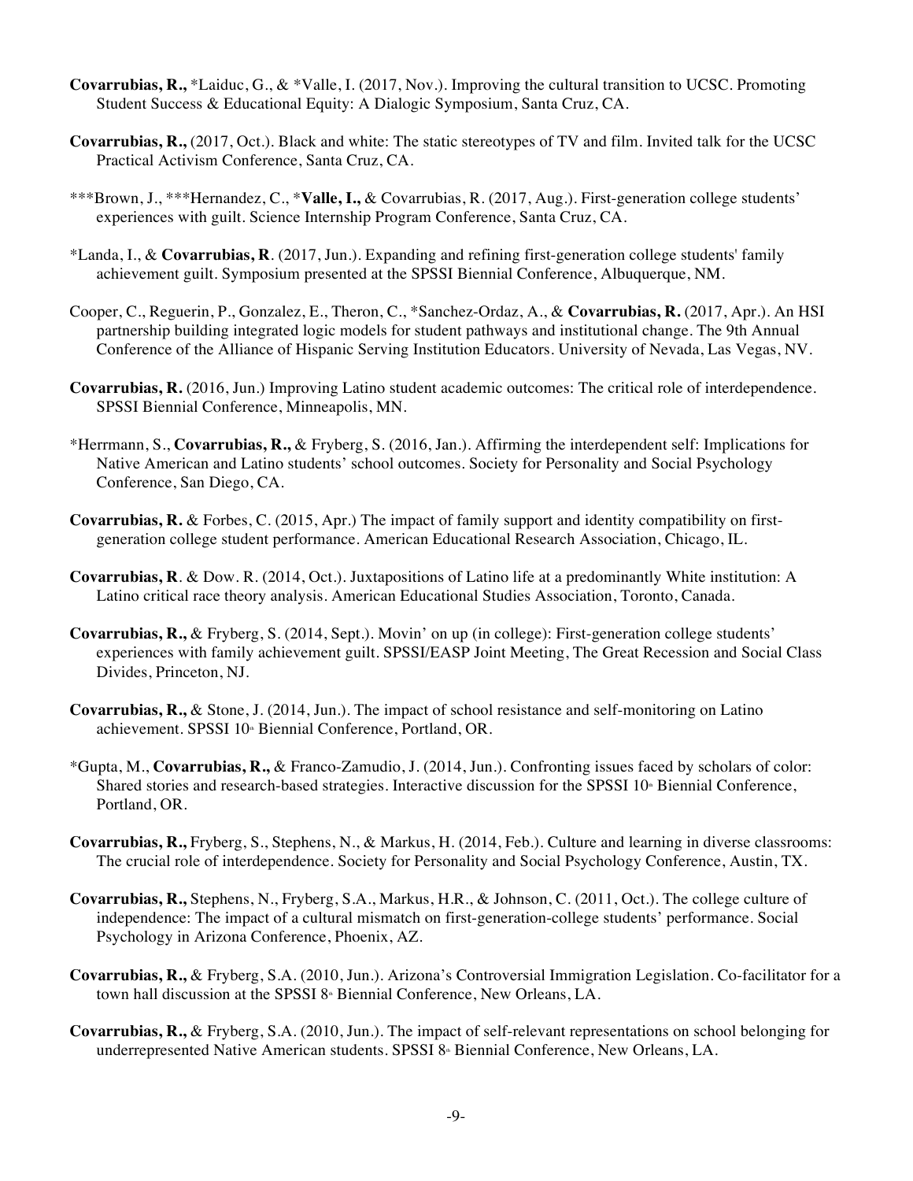**Covarrubias, R.,** *Laiduc, G., & *Valle, I. (2017, Nov.). Improving the cultural transition to UCSC. Promoting Student Success & Educational Equity: A Dialogic Symposium, Santa Cruz, CA.

**Covarrubias, R.,** (2017, Oct.). Black and white: The static stereotypes of TV and film. Invited talk for the UCSC Practical Activism Conference, Santa Cruz, CA.

***Brown, J., ***Hernandez, C., ***Valle, I.,** & Covarrubias, R. (2017, Aug.). First-generation college students' experiences with guilt. Science Internship Program Conference, Santa Cruz, CA.

*Landa, I., & **Covarrubias, R**. (2017, Jun.). Expanding and refining first-generation college students' family achievement guilt. Symposium presented at the SPSSI Biennial Conference, Albuquerque, NM.

Cooper, C., Reguerin, P., Gonzalez, E., Theron, C., *Sanchez-Ordaz, A., & **Covarrubias, R.** (2017, Apr.). An HSI partnership building integrated logic models for student pathways and institutional change. The 9th Annual Conference of the Alliance of Hispanic Serving Institution Educators. University of Nevada, Las Vegas, NV.

**Covarrubias, R.** (2016, Jun.) Improving Latino student academic outcomes: The critical role of interdependence. SPSSI Biennial Conference, Minneapolis, MN.

*Herrmann, S., **Covarrubias, R.,** & Fryberg, S. (2016, Jan.). Affirming the interdependent self: Implications for Native American and Latino students' school outcomes. Society for Personality and Social Psychology Conference, San Diego, CA.

**Covarrubias, R.** & Forbes, C. (2015, Apr.) The impact of family support and identity compatibility on first-generation college student performance. American Educational Research Association, Chicago, IL.

**Covarrubias, R**. & Dow. R. (2014, Oct.). Juxtapositions of Latino life at a predominantly White institution: A Latino critical race theory analysis. American Educational Studies Association, Toronto, Canada.

**Covarrubias, R.,** & Fryberg, S. (2014, Sept.). Movin' on up (in college): First-generation college students' experiences with family achievement guilt. SPSSI/EASP Joint Meeting, The Great Recession and Social Class Divides, Princeton, NJ.

**Covarrubias, R.,** & Stone, J. (2014, Jun.). The impact of school resistance and self-monitoring on Latino achievement. SPSSI 10th Biennial Conference, Portland, OR.

*Gupta, M., **Covarrubias, R.,** & Franco-Zamudio, J. (2014, Jun.). Confronting issues faced by scholars of color: Shared stories and research-based strategies. Interactive discussion for the SPSSI 10th Biennial Conference, Portland, OR.

**Covarrubias, R.,** Fryberg, S., Stephens, N., & Markus, H. (2014, Feb.). Culture and learning in diverse classrooms: The crucial role of interdependence. Society for Personality and Social Psychology Conference, Austin, TX.

**Covarrubias, R.,** Stephens, N., Fryberg, S.A., Markus, H.R., & Johnson, C. (2011, Oct.). The college culture of independence: The impact of a cultural mismatch on first-generation-college students' performance. Social Psychology in Arizona Conference, Phoenix, AZ.

**Covarrubias, R.,** & Fryberg, S.A. (2010, Jun.). Arizona's Controversial Immigration Legislation. Co-facilitator for a town hall discussion at the SPSSI 8th Biennial Conference, New Orleans, LA.

**Covarrubias, R.,** & Fryberg, S.A. (2010, Jun.). The impact of self-relevant representations on school belonging for underrepresented Native American students. SPSSI 8th Biennial Conference, New Orleans, LA.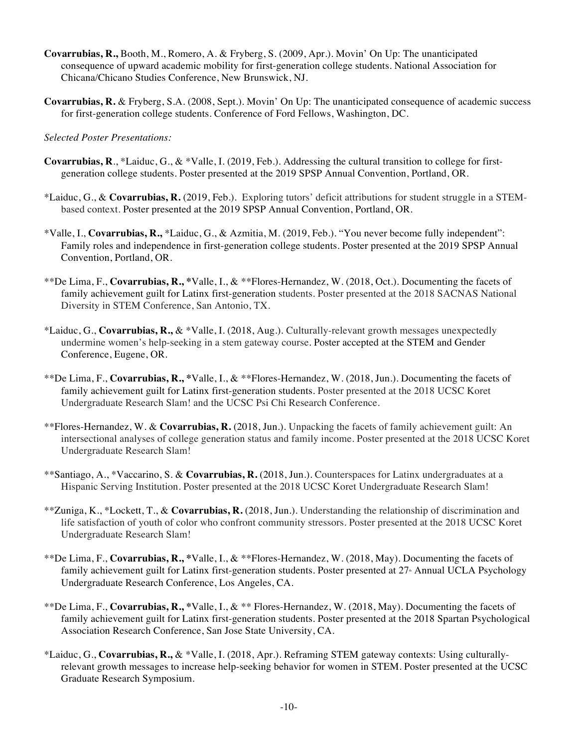**Covarrubias, R.,** Booth, M., Romero, A. & Fryberg, S. (2009, Apr.). Movin' On Up: The unanticipated consequence of upward academic mobility for first-generation college students. National Association for Chicana/Chicano Studies Conference, New Brunswick, NJ.

**Covarrubias, R.** & Fryberg, S.A. (2008, Sept.). Movin' On Up: The unanticipated consequence of academic success for first-generation college students. Conference of Ford Fellows, Washington, DC.

*Selected Poster Presentations:*

**Covarrubias, R**., *Laiduc, G., & *Valle, I. (2019, Feb.). Addressing the cultural transition to college for first-generation college students. Poster presented at the 2019 SPSP Annual Convention, Portland, OR.

*Laiduc, G., & **Covarrubias, R.** (2019, Feb.). Exploring tutors' deficit attributions for student struggle in a STEM-based context. Poster presented at the 2019 SPSP Annual Convention, Portland, OR.

*Valle, I., **Covarrubias, R.,** *Laiduc, G., & Azmitia, M. (2019, Feb.). "You never become fully independent": Family roles and independence in first-generation college students. Poster presented at the 2019 SPSP Annual Convention, Portland, OR.

**De Lima, F., **Covarrubias, R.,** *Valle, I., & **Flores-Hernandez, W. (2018, Oct.). Documenting the facets of family achievement guilt for Latinx first-generation students. Poster presented at the 2018 SACNAS National Diversity in STEM Conference, San Antonio, TX.

*Laiduc, G., **Covarrubias, R.,** & *Valle, I. (2018, Aug.). Culturally-relevant growth messages unexpectedly undermine women's help-seeking in a stem gateway course. Poster accepted at the STEM and Gender Conference, Eugene, OR.

**De Lima, F., **Covarrubias, R.,** *Valle, I., & **Flores-Hernandez, W. (2018, Jun.). Documenting the facets of family achievement guilt for Latinx first-generation students. Poster presented at the 2018 UCSC Koret Undergraduate Research Slam! and the UCSC Psi Chi Research Conference.

**Flores-Hernandez, W. & **Covarrubias, R.** (2018, Jun.). Unpacking the facets of family achievement guilt: An intersectional analyses of college generation status and family income. Poster presented at the 2018 UCSC Koret Undergraduate Research Slam!

**Santiago, A., *Vaccarino, S. & **Covarrubias, R.** (2018, Jun.). Counterspaces for Latinx undergraduates at a Hispanic Serving Institution. Poster presented at the 2018 UCSC Koret Undergraduate Research Slam!

**Zuniga, K., *Lockett, T., & **Covarrubias, R.** (2018, Jun.). Understanding the relationship of discrimination and life satisfaction of youth of color who confront community stressors. Poster presented at the 2018 UCSC Koret Undergraduate Research Slam!

**De Lima, F., **Covarrubias, R.,** *Valle, I., & **Flores-Hernandez, W. (2018, May). Documenting the facets of family achievement guilt for Latinx first-generation students. Poster presented at 27th Annual UCLA Psychology Undergraduate Research Conference, Los Angeles, CA.

**De Lima, F., **Covarrubias, R.,** *Valle, I., & ** Flores-Hernandez, W. (2018, May). Documenting the facets of family achievement guilt for Latinx first-generation students. Poster presented at the 2018 Spartan Psychological Association Research Conference, San Jose State University, CA.

*Laiduc, G., **Covarrubias, R.,** & *Valle, I. (2018, Apr.). Reframing STEM gateway contexts: Using culturally-relevant growth messages to increase help-seeking behavior for women in STEM. Poster presented at the UCSC Graduate Research Symposium.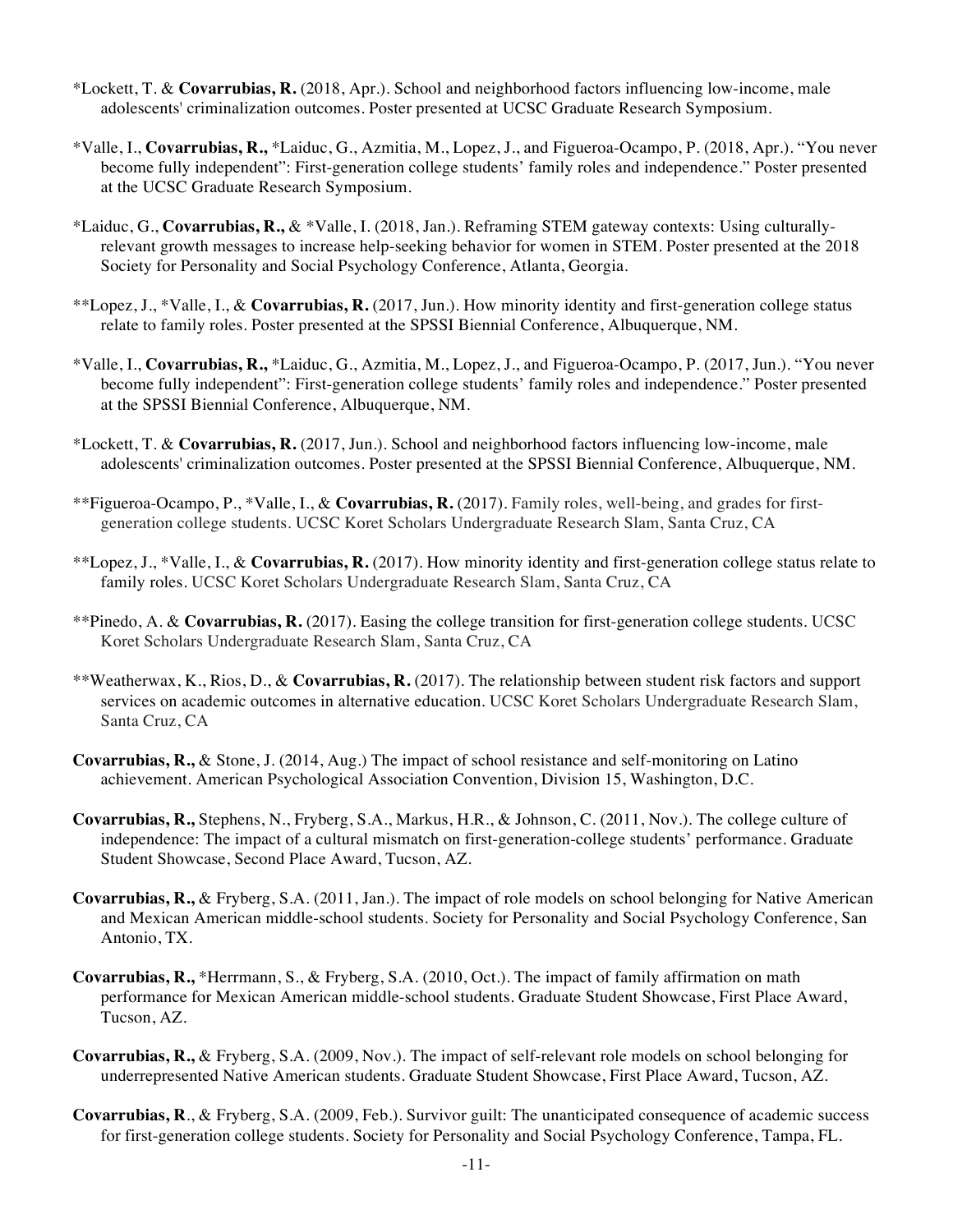*Lockett, T. & **Covarrubias, R.** (2018, Apr.). School and neighborhood factors influencing low-income, male adolescents' criminalization outcomes. Poster presented at UCSC Graduate Research Symposium.

*Valle, I., **Covarrubias, R.,** *Laiduc, G., Azmitia, M., Lopez, J., and Figueroa-Ocampo, P. (2018, Apr.). "You never become fully independent": First-generation college students' family roles and independence." Poster presented at the UCSC Graduate Research Symposium.

*Laiduc, G., **Covarrubias, R.,** & *Valle, I. (2018, Jan.). Reframing STEM gateway contexts: Using culturally-relevant growth messages to increase help-seeking behavior for women in STEM. Poster presented at the 2018 Society for Personality and Social Psychology Conference, Atlanta, Georgia.

**Lopez, J., *Valle, I., & **Covarrubias, R.** (2017, Jun.). How minority identity and first-generation college status relate to family roles. Poster presented at the SPSSI Biennial Conference, Albuquerque, NM.

*Valle, I., **Covarrubias, R.,** *Laiduc, G., Azmitia, M., Lopez, J., and Figueroa-Ocampo, P. (2017, Jun.). "You never become fully independent": First-generation college students' family roles and independence." Poster presented at the SPSSI Biennial Conference, Albuquerque, NM.

*Lockett, T. & **Covarrubias, R.** (2017, Jun.). School and neighborhood factors influencing low-income, male adolescents' criminalization outcomes. Poster presented at the SPSSI Biennial Conference, Albuquerque, NM.

**Figueroa-Ocampo, P., *Valle, I., & **Covarrubias, R.** (2017). Family roles, well-being, and grades for first-generation college students. UCSC Koret Scholars Undergraduate Research Slam, Santa Cruz, CA

**Lopez, J., *Valle, I., & **Covarrubias, R.** (2017). How minority identity and first-generation college status relate to family roles. UCSC Koret Scholars Undergraduate Research Slam, Santa Cruz, CA

**Pinedo, A. & **Covarrubias, R.** (2017). Easing the college transition for first-generation college students. UCSC Koret Scholars Undergraduate Research Slam, Santa Cruz, CA

**Weatherwax, K., Rios, D., & **Covarrubias, R.** (2017). The relationship between student risk factors and support services on academic outcomes in alternative education. UCSC Koret Scholars Undergraduate Research Slam, Santa Cruz, CA

**Covarrubias, R.,** & Stone, J. (2014, Aug.) The impact of school resistance and self-monitoring on Latino achievement. American Psychological Association Convention, Division 15, Washington, D.C.

**Covarrubias, R.,** Stephens, N., Fryberg, S.A., Markus, H.R., & Johnson, C. (2011, Nov.). The college culture of independence: The impact of a cultural mismatch on first-generation-college students' performance. Graduate Student Showcase, Second Place Award, Tucson, AZ.

**Covarrubias, R.,** & Fryberg, S.A. (2011, Jan.). The impact of role models on school belonging for Native American and Mexican American middle-school students. Society for Personality and Social Psychology Conference, San Antonio, TX.

**Covarrubias, R.,** *Herrmann, S., & Fryberg, S.A. (2010, Oct.). The impact of family affirmation on math performance for Mexican American middle-school students. Graduate Student Showcase, First Place Award, Tucson, AZ.

**Covarrubias, R.,** & Fryberg, S.A. (2009, Nov.). The impact of self-relevant role models on school belonging for underrepresented Native American students. Graduate Student Showcase, First Place Award, Tucson, AZ.

**Covarrubias, R**., & Fryberg, S.A. (2009, Feb.). Survivor guilt: The unanticipated consequence of academic success for first-generation college students. Society for Personality and Social Psychology Conference, Tampa, FL.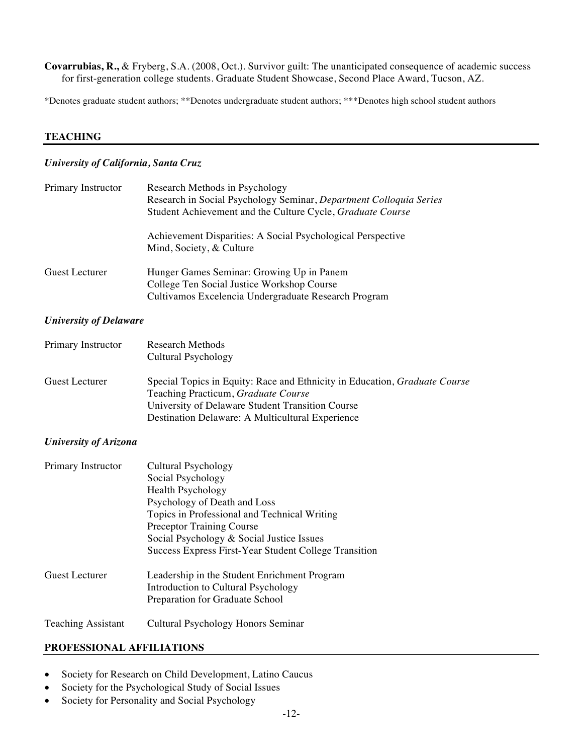**Covarrubias, R.,** & Fryberg, S.A. (2008, Oct.). Survivor guilt: The unanticipated consequence of academic success for first-generation college students. Graduate Student Showcase, Second Place Award, Tucson, AZ.

*Denotes graduate student authors; **Denotes undergraduate student authors; ***Denotes high school student authors

## TEACHING

### *University of California, Santa Cruz*

**Primary Instructor**

- Research Methods in Psychology
- Research in Social Psychology Seminar, *Department Colloquia Series*
- Student Achievement and the Culture Cycle, *Graduate Course*
- Achievement Disparities: A Social Psychological Perspective
- Mind, Society, & Culture

**Guest Lecturer**

- Hunger Games Seminar: Growing Up in Panem
- College Ten Social Justice Workshop Course
- Cultivamos Excelencia Undergraduate Research Program

### *University of Delaware*

**Primary Instructor**

- Research Methods
- Cultural Psychology

**Guest Lecturer**

- Special Topics in Equity: Race and Ethnicity in Education, *Graduate Course*
- Teaching Practicum, *Graduate Course*
- University of Delaware Student Transition Course
- Destination Delaware: A Multicultural Experience

### *University of Arizona*

**Primary Instructor**

- Cultural Psychology
- Social Psychology
- Health Psychology
- Psychology of Death and Loss
- Topics in Professional and Technical Writing
- Preceptor Training Course
- Social Psychology & Social Justice Issues
- Success Express First-Year Student College Transition

**Guest Lecturer**

- Leadership in the Student Enrichment Program
- Introduction to Cultural Psychology
- Preparation for Graduate School

**Teaching Assistant**

- Cultural Psychology Honors Seminar

## PROFESSIONAL AFFILIATIONS

- Society for Research on Child Development, Latino Caucus
- Society for the Psychological Study of Social Issues
- Society for Personality and Social Psychology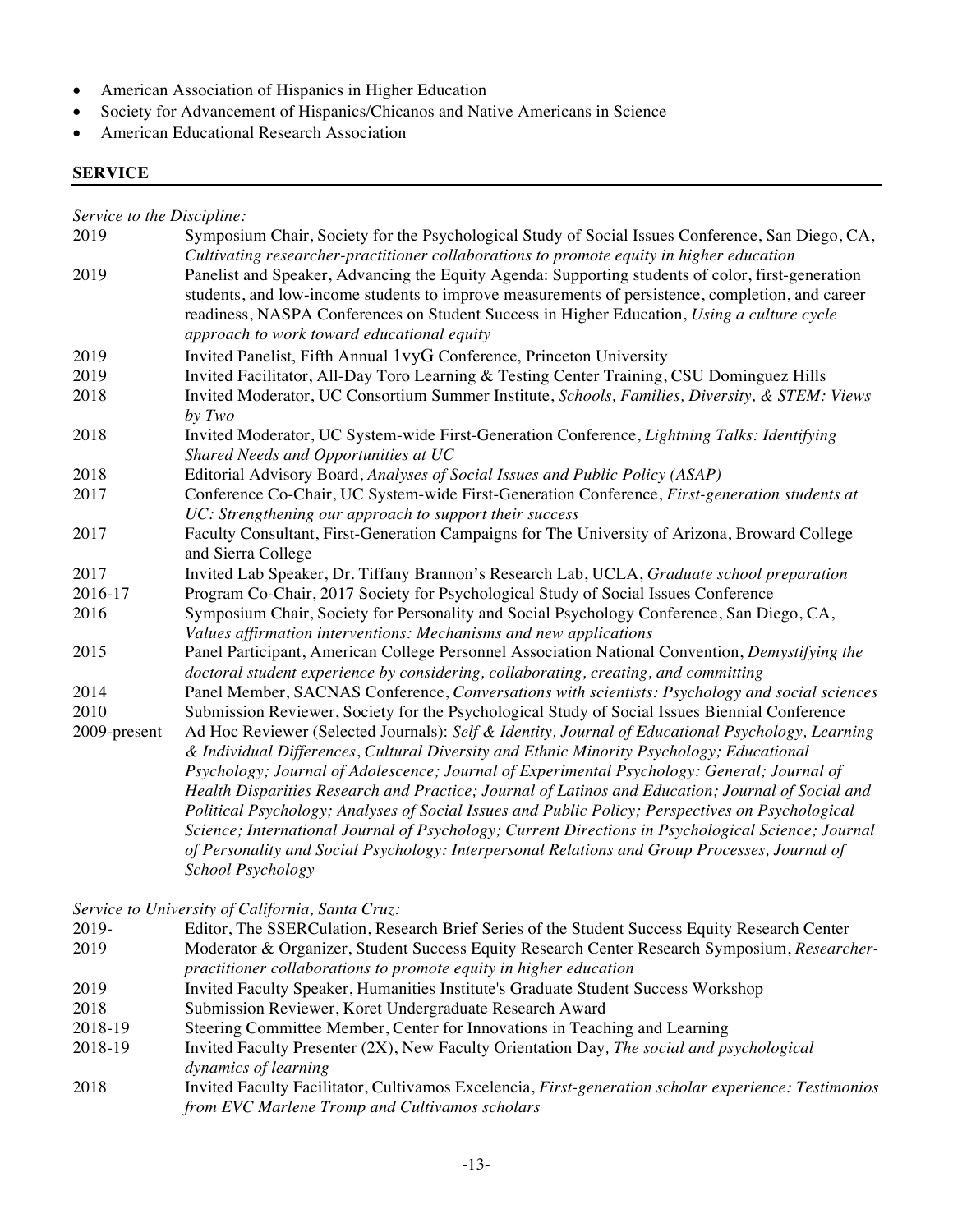- American Association of Hispanics in Higher Education
- Society for Advancement of Hispanics/Chicanos and Native Americans in Science
- American Educational Research Association

## SERVICE

*Service to the Discipline:*

2019 Symposium Chair, Society for the Psychological Study of Social Issues Conference, San Diego, CA, *Cultivating researcher-practitioner collaborations to promote equity in higher education*

2019 Panelist and Speaker, Advancing the Equity Agenda: Supporting students of color, first-generation students, and low-income students to improve measurements of persistence, completion, and career readiness, NASPA Conferences on Student Success in Higher Education, *Using a culture cycle approach to work toward educational equity*

2019 Invited Panelist, Fifth Annual 1vyG Conference, Princeton University

2019 Invited Facilitator, All-Day Toro Learning & Testing Center Training, CSU Dominguez Hills

2018 Invited Moderator, UC Consortium Summer Institute, *Schools, Families, Diversity, & STEM: Views by Two*

2018 Invited Moderator, UC System-wide First-Generation Conference, *Lightning Talks: Identifying Shared Needs and Opportunities at UC*

2018 Editorial Advisory Board, *Analyses of Social Issues and Public Policy (ASAP)*

2017 Conference Co-Chair, UC System-wide First-Generation Conference, *First-generation students at UC: Strengthening our approach to support their success*

2017 Faculty Consultant, First-Generation Campaigns for The University of Arizona, Broward College and Sierra College

2017 Invited Lab Speaker, Dr. Tiffany Brannon's Research Lab, UCLA, *Graduate school preparation*

2016-17 Program Co-Chair, 2017 Society for Psychological Study of Social Issues Conference

2016 Symposium Chair, Society for Personality and Social Psychology Conference, San Diego, CA, *Values affirmation interventions: Mechanisms and new applications*

2015 Panel Participant, American College Personnel Association National Convention, *Demystifying the doctoral student experience by considering, collaborating, creating, and committing*

2014 Panel Member, SACNAS Conference, *Conversations with scientists: Psychology and social sciences*

2010 Submission Reviewer, Society for the Psychological Study of Social Issues Biennial Conference

2009-present Ad Hoc Reviewer (Selected Journals): *Self & Identity, Journal of Educational Psychology, Learning & Individual Differences*, *Cultural Diversity and Ethnic Minority Psychology; Educational Psychology; Journal of Adolescence; Journal of Experimental Psychology: General; Journal of Health Disparities Research and Practice; Journal of Latinos and Education; Journal of Social and Political Psychology; Analyses of Social Issues and Public Policy; Perspectives on Psychological Science; International Journal of Psychology; Current Directions in Psychological Science; Journal of Personality and Social Psychology: Interpersonal Relations and Group Processes, Journal of School Psychology*

*Service to University of California, Santa Cruz:*

2019- Editor, The SSERCulation, Research Brief Series of the Student Success Equity Research Center

2019 Moderator & Organizer, Student Success Equity Research Center Research Symposium, *Researcher-practitioner collaborations to promote equity in higher education*

2019 Invited Faculty Speaker, Humanities Institute's Graduate Student Success Workshop

2018 Submission Reviewer, Koret Undergraduate Research Award

2018-19 Steering Committee Member, Center for Innovations in Teaching and Learning

2018-19 Invited Faculty Presenter (2X), New Faculty Orientation Day, *The social and psychological dynamics of learning*

2018 Invited Faculty Facilitator, Cultivamos Excelencia, *First-generation scholar experience: Testimonios from EVC Marlene Tromp and Cultivamos scholars*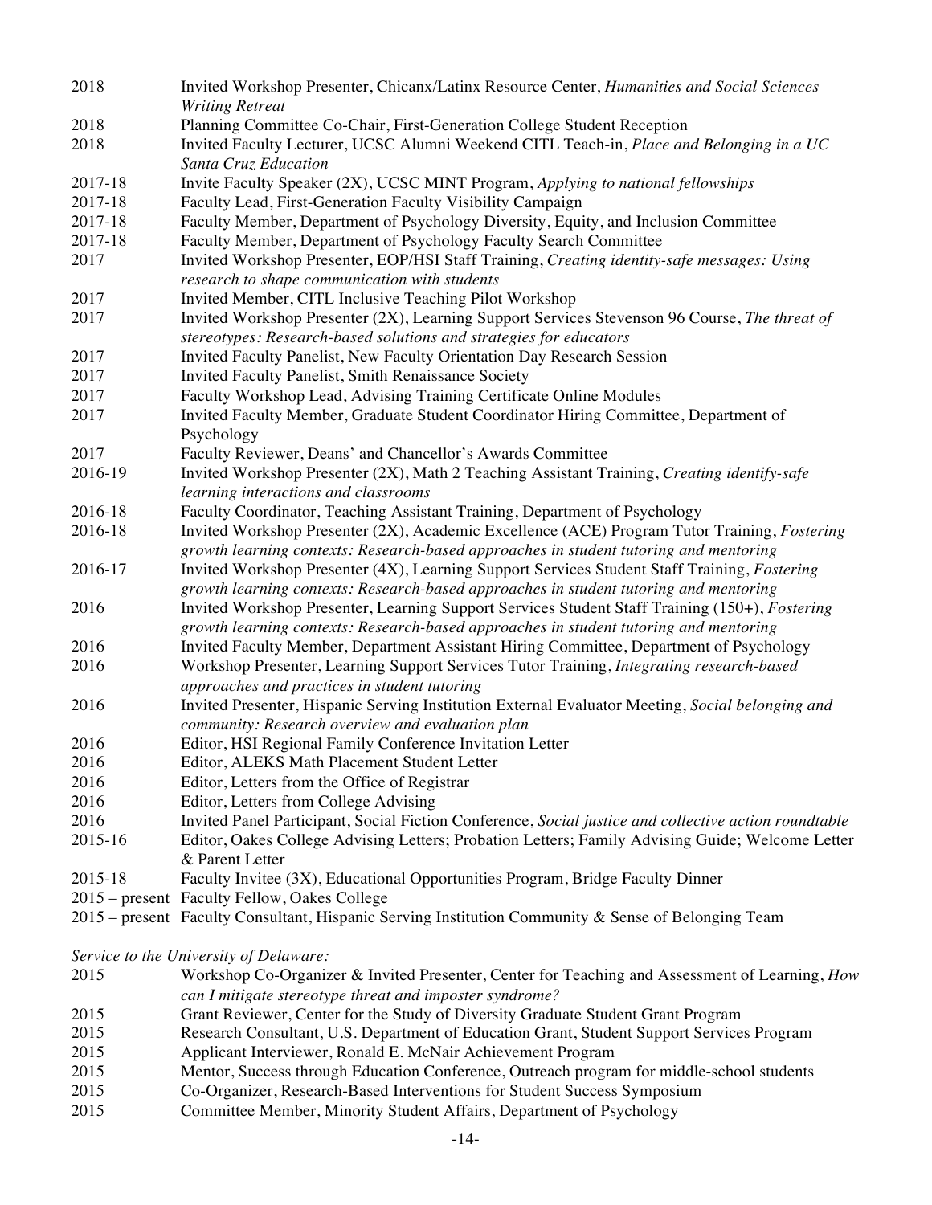2018 Invited Workshop Presenter, Chicanx/Latinx Resource Center, *Humanities and Social Sciences Writing Retreat*

2018 Planning Committee Co-Chair, First-Generation College Student Reception

2018 Invited Faculty Lecturer, UCSC Alumni Weekend CITL Teach-in, *Place and Belonging in a UC Santa Cruz Education*

2017-18 Invite Faculty Speaker (2X), UCSC MINT Program, *Applying to national fellowships*

2017-18 Faculty Lead, First-Generation Faculty Visibility Campaign

2017-18 Faculty Member, Department of Psychology Diversity, Equity, and Inclusion Committee

2017-18 Faculty Member, Department of Psychology Faculty Search Committee

2017 Invited Workshop Presenter, EOP/HSI Staff Training, *Creating identity-safe messages: Using research to shape communication with students*

2017 Invited Member, CITL Inclusive Teaching Pilot Workshop

2017 Invited Workshop Presenter (2X), Learning Support Services Stevenson 96 Course, *The threat of stereotypes: Research-based solutions and strategies for educators*

2017 Invited Faculty Panelist, New Faculty Orientation Day Research Session

2017 Invited Faculty Panelist, Smith Renaissance Society

2017 Faculty Workshop Lead, Advising Training Certificate Online Modules

2017 Invited Faculty Member, Graduate Student Coordinator Hiring Committee, Department of Psychology

2017 Faculty Reviewer, Deans' and Chancellor's Awards Committee

2016-19 Invited Workshop Presenter (2X), Math 2 Teaching Assistant Training, *Creating identify-safe learning interactions and classrooms*

2016-18 Faculty Coordinator, Teaching Assistant Training, Department of Psychology

2016-18 Invited Workshop Presenter (2X), Academic Excellence (ACE) Program Tutor Training, *Fostering growth learning contexts: Research-based approaches in student tutoring and mentoring*

2016-17 Invited Workshop Presenter (4X), Learning Support Services Student Staff Training, *Fostering growth learning contexts: Research-based approaches in student tutoring and mentoring*

2016 Invited Workshop Presenter, Learning Support Services Student Staff Training (150+), *Fostering growth learning contexts: Research-based approaches in student tutoring and mentoring*

2016 Invited Faculty Member, Department Assistant Hiring Committee, Department of Psychology

2016 Workshop Presenter, Learning Support Services Tutor Training, *Integrating research-based approaches and practices in student tutoring*

2016 Invited Presenter, Hispanic Serving Institution External Evaluator Meeting, *Social belonging and community: Research overview and evaluation plan*

2016 Editor, HSI Regional Family Conference Invitation Letter

2016 Editor, ALEKS Math Placement Student Letter

2016 Editor, Letters from the Office of Registrar

2016 Editor, Letters from College Advising

2016 Invited Panel Participant, Social Fiction Conference, *Social justice and collective action roundtable*

2015-16 Editor, Oakes College Advising Letters; Probation Letters; Family Advising Guide; Welcome Letter & Parent Letter

2015-18 Faculty Invitee (3X), Educational Opportunities Program, Bridge Faculty Dinner

2015 – present Faculty Fellow, Oakes College

2015 – present Faculty Consultant, Hispanic Serving Institution Community & Sense of Belonging Team

*Service to the University of Delaware:*

2015 Workshop Co-Organizer & Invited Presenter, Center for Teaching and Assessment of Learning, *How can I mitigate stereotype threat and imposter syndrome?*

2015 Grant Reviewer, Center for the Study of Diversity Graduate Student Grant Program

2015 Research Consultant, U.S. Department of Education Grant, Student Support Services Program

2015 Applicant Interviewer, Ronald E. McNair Achievement Program

2015 Mentor, Success through Education Conference, Outreach program for middle-school students

2015 Co-Organizer, Research-Based Interventions for Student Success Symposium

2015 Committee Member, Minority Student Affairs, Department of Psychology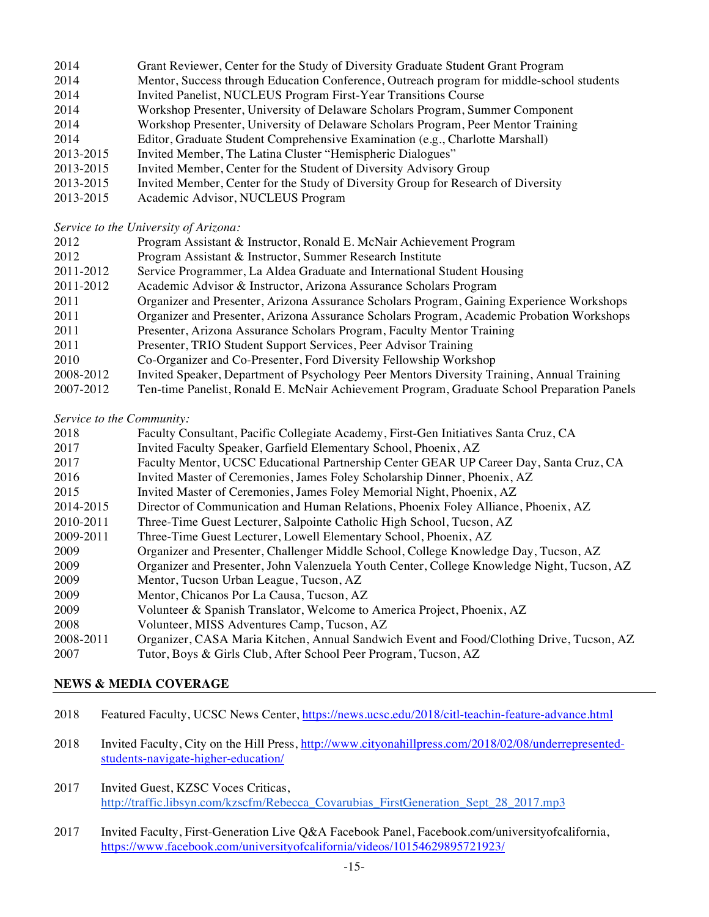2014 Grant Reviewer, Center for the Study of Diversity Graduate Student Grant Program
2014 Mentor, Success through Education Conference, Outreach program for middle-school students
2014 Invited Panelist, NUCLEUS Program First-Year Transitions Course
2014 Workshop Presenter, University of Delaware Scholars Program, Summer Component
2014 Workshop Presenter, University of Delaware Scholars Program, Peer Mentor Training
2014 Editor, Graduate Student Comprehensive Examination (e.g., Charlotte Marshall)
2013-2015 Invited Member, The Latina Cluster "Hemispheric Dialogues"
2013-2015 Invited Member, Center for the Student of Diversity Advisory Group
2013-2015 Invited Member, Center for the Study of Diversity Group for Research of Diversity
2013-2015 Academic Advisor, NUCLEUS Program

*Service to the University of Arizona:*

2012 Program Assistant & Instructor, Ronald E. McNair Achievement Program
2012 Program Assistant & Instructor, Summer Research Institute
2011-2012 Service Programmer, La Aldea Graduate and International Student Housing
2011-2012 Academic Advisor & Instructor, Arizona Assurance Scholars Program
2011 Organizer and Presenter, Arizona Assurance Scholars Program, Gaining Experience Workshops
2011 Organizer and Presenter, Arizona Assurance Scholars Program, Academic Probation Workshops
2011 Presenter, Arizona Assurance Scholars Program, Faculty Mentor Training
2011 Presenter, TRIO Student Support Services, Peer Advisor Training
2010 Co-Organizer and Co-Presenter, Ford Diversity Fellowship Workshop
2008-2012 Invited Speaker, Department of Psychology Peer Mentors Diversity Training, Annual Training
2007-2012 Ten-time Panelist, Ronald E. McNair Achievement Program, Graduate School Preparation Panels

*Service to the Community:*

2018 Faculty Consultant, Pacific Collegiate Academy, First-Gen Initiatives Santa Cruz, CA
2017 Invited Faculty Speaker, Garfield Elementary School, Phoenix, AZ
2017 Faculty Mentor, UCSC Educational Partnership Center GEAR UP Career Day, Santa Cruz, CA
2016 Invited Master of Ceremonies, James Foley Scholarship Dinner, Phoenix, AZ
2015 Invited Master of Ceremonies, James Foley Memorial Night, Phoenix, AZ
2014-2015 Director of Communication and Human Relations, Phoenix Foley Alliance, Phoenix, AZ
2010-2011 Three-Time Guest Lecturer, Salpointe Catholic High School, Tucson, AZ
2009-2011 Three-Time Guest Lecturer, Lowell Elementary School, Phoenix, AZ
2009 Organizer and Presenter, Challenger Middle School, College Knowledge Day, Tucson, AZ
2009 Organizer and Presenter, John Valenzuela Youth Center, College Knowledge Night, Tucson, AZ
2009 Mentor, Tucson Urban League, Tucson, AZ
2009 Mentor, Chicanos Por La Causa, Tucson, AZ
2009 Volunteer & Spanish Translator, Welcome to America Project, Phoenix, AZ
2008 Volunteer, MISS Adventures Camp, Tucson, AZ
2008-2011 Organizer, CASA Maria Kitchen, Annual Sandwich Event and Food/Clothing Drive, Tucson, AZ
2007 Tutor, Boys & Girls Club, After School Peer Program, Tucson, AZ

## NEWS & MEDIA COVERAGE

2018 Featured Faculty, UCSC News Center, https://news.ucsc.edu/2018/citl-teachin-feature-advance.html

2018 Invited Faculty, City on the Hill Press, http://www.cityonahillpress.com/2018/02/08/underrepresented-students-navigate-higher-education/

2017 Invited Guest, KZSC Voces Criticas, http://traffic.libsyn.com/kzscfm/Rebecca_Covarubias_FirstGeneration_Sept_28_2017.mp3

2017 Invited Faculty, First-Generation Live Q&A Facebook Panel, Facebook.com/universityofcalifornia, https://www.facebook.com/universityofcalifornia/videos/10154629895721923/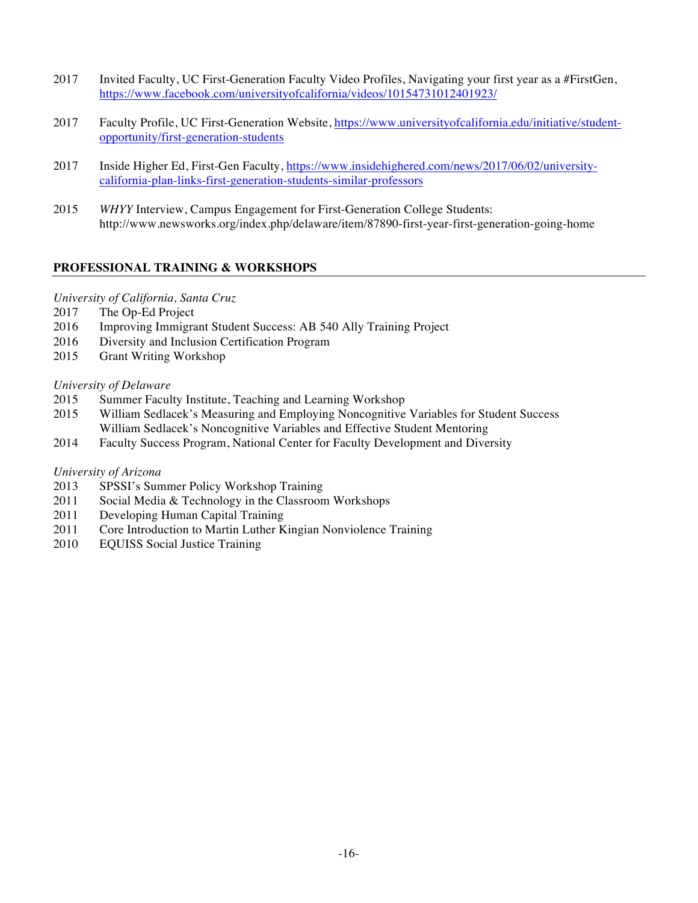2017 Invited Faculty, UC First-Generation Faculty Video Profiles, Navigating your first year as a #FirstGen, https://www.facebook.com/universityofcalifornia/videos/10154731012401923/

2017 Faculty Profile, UC First-Generation Website, https://www.universityofcalifornia.edu/initiative/student-opportunity/first-generation-students

2017 Inside Higher Ed, First-Gen Faculty, https://www.insidehighered.com/news/2017/06/02/university-california-plan-links-first-generation-students-similar-professors

2015 *WHYY* Interview, Campus Engagement for First-Generation College Students: http://www.newsworks.org/index.php/delaware/item/87890-first-year-first-generation-going-home

## PROFESSIONAL TRAINING & WORKSHOPS

*University of California, Santa Cruz*

2017 The Op-Ed Project
2016 Improving Immigrant Student Success: AB 540 Ally Training Project
2016 Diversity and Inclusion Certification Program
2015 Grant Writing Workshop

*University of Delaware*

2015 Summer Faculty Institute, Teaching and Learning Workshop
2015 William Sedlacek's Measuring and Employing Noncognitive Variables for Student Success
William Sedlacek's Noncognitive Variables and Effective Student Mentoring
2014 Faculty Success Program, National Center for Faculty Development and Diversity

*University of Arizona*

2013 SPSSI's Summer Policy Workshop Training
2011 Social Media & Technology in the Classroom Workshops
2011 Developing Human Capital Training
2011 Core Introduction to Martin Luther Kingian Nonviolence Training
2010 EQUISS Social Justice Training